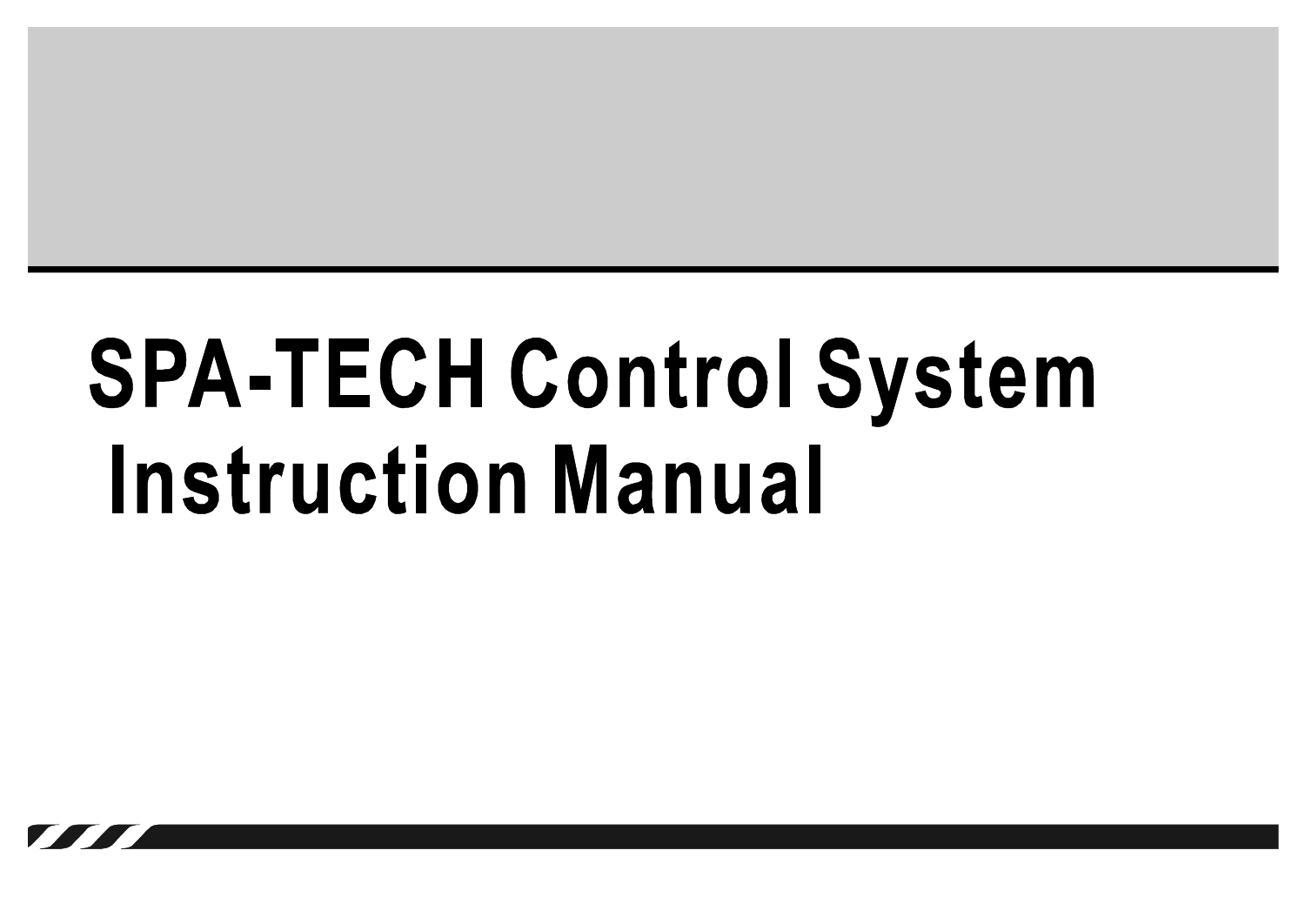# SPA-TECH Control System Instruction Manual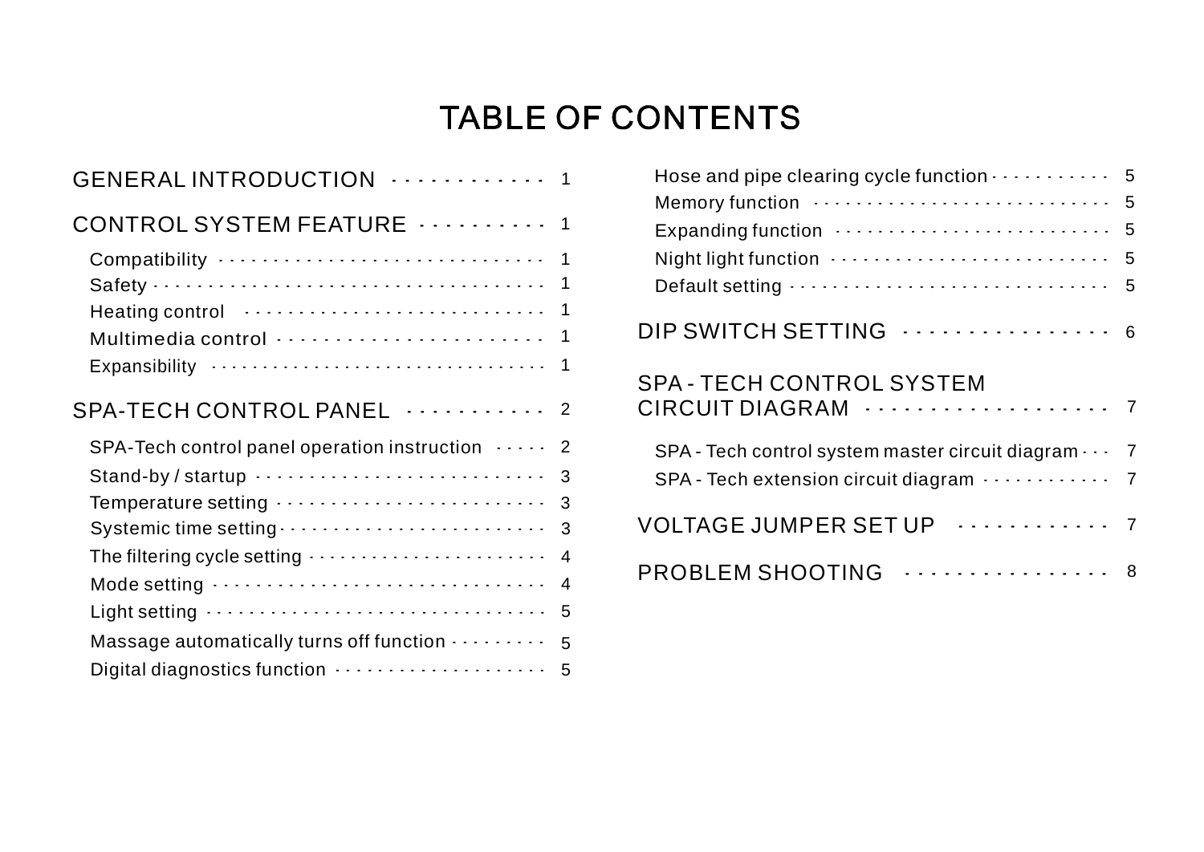# TABLE OF CONTENTS

GENERAL INTRODUCTION ............ 1

CONTROL SYSTEM FEATURE .......... 1

- Compatibility ............................. 1
- Safety ....................................... 1
- Heating control .......................... 1
- Multimedia control ...................... 1
- Expansibility ............................... 1

SPA-TECH CONTROL PANEL ........... 2

- SPA-Tech control panel operation instruction ..... 2
- Stand-by / startup .......................... 3
- Temperature setting ....................... 3
- Systemic time setting...................... 3
- The filtering cycle setting ................ 4
- Mode setting ................................. 4
- Light setting .................................. 5
- Massage automatically turns off function ......... 5
- Digital diagnostics function ............... 5
- Hose and pipe clearing cycle function............ 5
- Memory function ............................ 5
- Expanding function ......................... 5
- Night light function ........................ 5
- Default setting ............................... 5

DIP SWITCH SETTING ................ 6

SPA - TECH CONTROL SYSTEM CIRCUIT DIAGRAM ................... 7

- SPA - Tech control system master circuit diagram ... 7
- SPA - Tech extension circuit diagram ............ 7

VOLTAGE JUMPER SET UP ............ 7

PROBLEM SHOOTING ................ 8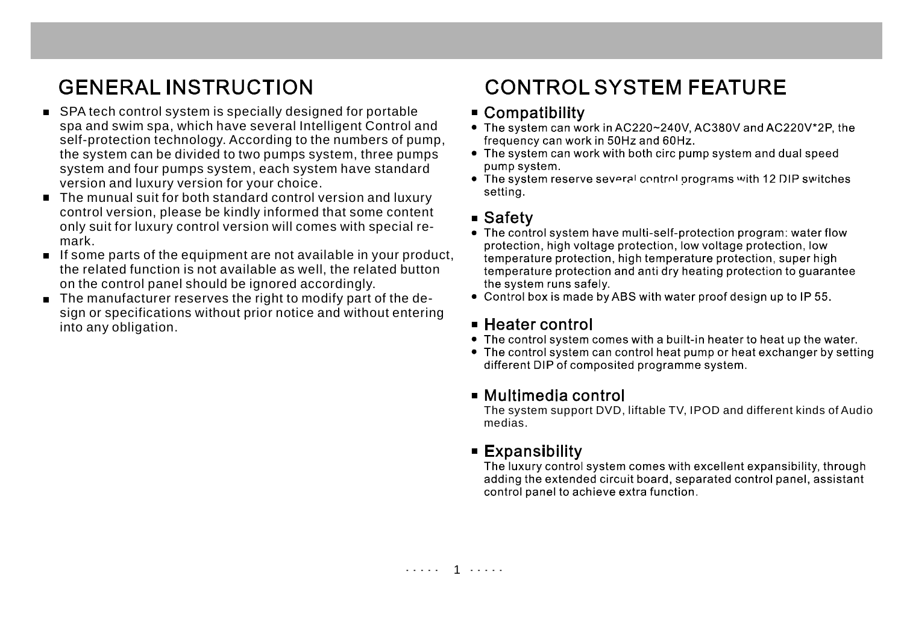# GENERAL INSTRUCTION

- SPA tech control system is specially designed for portable spa and swim spa, which have several Intelligent Control and self-protection technology. According to the numbers of pump, the system can be divided to two pumps system, three pumps system and four pumps system, each system have standard version and luxury version for your choice.
- The munual suit for both standard control version and luxury control version, please be kindly informed that some content only suit for luxury control version will comes with special re-mark.
- If some parts of the equipment are not available in your product, the related function is not available as well, the related button on the control panel should be ignored accordingly.
- The manufacturer reserves the right to modify part of the de-sign or specifications without prior notice and without entering into any obligation.

# CONTROL SYSTEM FEATURE

## Compatibility

- The system can work in AC220~240V, AC380V and AC220V*2P, the frequency can work in 50Hz and 60Hz.
- The system can work with both circ pump system and dual speed pump system.
- The system reserve several control programs with 12 DIP switches setting.

## Safety

- The control system have multi-self-protection program: water flow protection, high voltage protection, low voltage protection, low temperature protection, high temperature protection, super high temperature protection and anti dry heating protection to guarantee the system runs safely.
- Control box is made by ABS with water proof design up to IP 55.

## Heater control

- The control system comes with a built-in heater to heat up the water.
- The control system can control heat pump or heat exchanger by setting different DIP of composited programme system.

## Multimedia control

The system support DVD, liftable TV, IPOD and different kinds of Audio medias.

## Expansibility

The luxury control system comes with excellent expansibility, through adding the extended circuit board, separated control panel, assistant control panel to achieve extra function.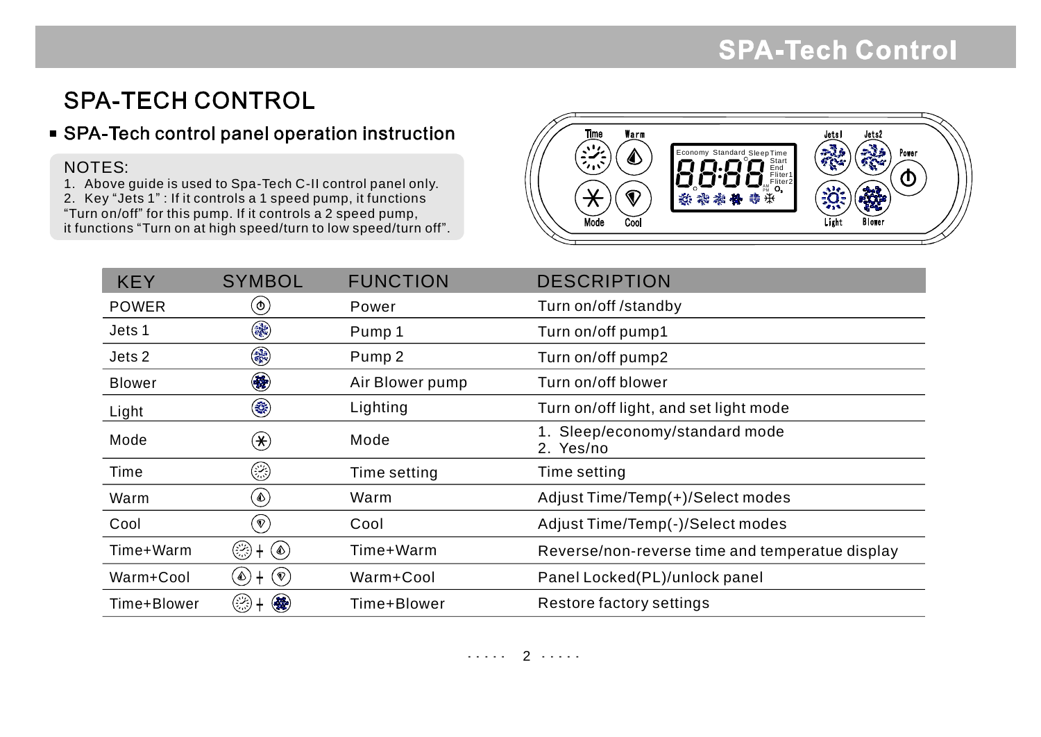# SPA-TECH CONTROL

## SPA-Tech control panel operation instruction

NOTES:
1. Above guide is used to Spa-Tech C-II control panel only.
2. Key "Jets 1" : If it controls a 1 speed pump, it functions "Turn on/off" for this pump. If it controls a 2 speed pump, it functions "Turn on at high speed/turn to low speed/turn off".

| KEY | SYMBOL | FUNCTION | DESCRIPTION |
|---|---|---|---|
| POWER | | Power | Turn on/off /standby |
| Jets 1 | | Pump 1 | Turn on/off pump1 |
| Jets 2 | | Pump 2 | Turn on/off pump2 |
| Blower | | Air Blower pump | Turn on/off blower |
| Light | | Lighting | Turn on/off light, and set light mode |
| Mode | | Mode | 1. Sleep/economy/standard mode<br>2. Yes/no |
| Time | | Time setting | Time setting |
| Warm | | Warm | Adjust Time/Temp(+)/Select modes |
| Cool | | Cool | Adjust Time/Temp(-)/Select modes |
| Time+Warm | + | Time+Warm | Reverse/non-reverse time and temperatue display |
| Warm+Cool | + | Warm+Cool | Panel Locked(PL)/unlock panel |
| Time+Blower | + | Time+Blower | Restore factory settings |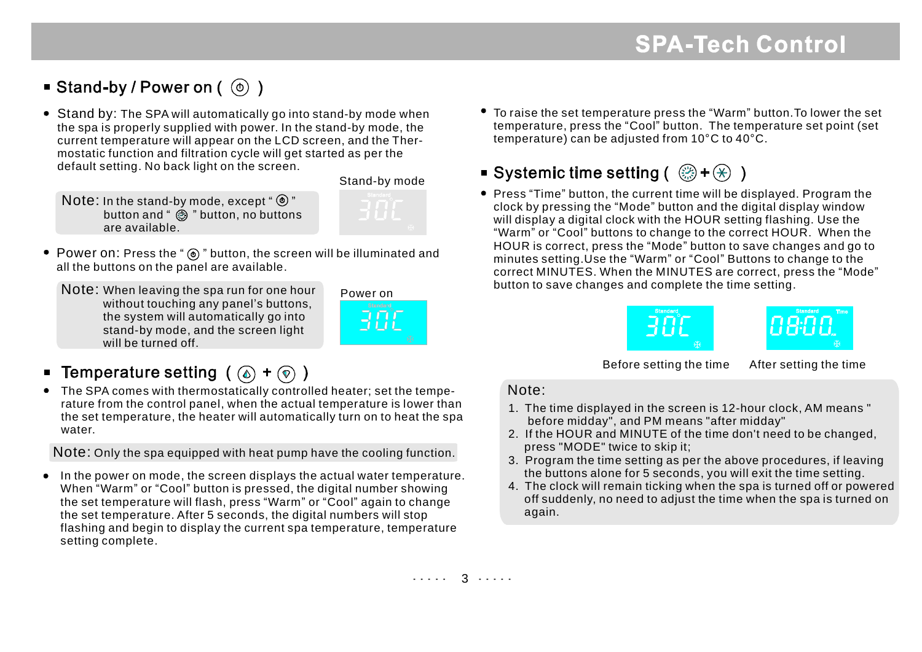## Stand-by / Power on ( ⏻ )

- Stand by: The SPA will automatically go into stand-by mode when the spa is properly supplied with power. In the stand-by mode, the current temperature will appear on the LCD screen, and the Thermostatic function and filtration cycle will get started as per the default setting. No back light on the screen.

Note: In the stand-by mode, except " ⏻ " button and " ◎ " button, no buttons are available.

Stand-by mode

- Power on: Press the " ⏻ " button, the screen will be illuminated and all the buttons on the panel are available.

Note: When leaving the spa run for one hour without touching any panel's buttons, the system will automatically go into stand-by mode, and the screen light will be turned off.

Power on

## Temperature setting ( + )

- The SPA comes with thermostatically controlled heater; set the temperature from the control panel, when the actual temperature is lower than the set temperature, the heater will automatically turn on to heat the spa water.

Note: Only the spa equipped with heat pump have the cooling function.

- In the power on mode, the screen displays the actual water temperature. When "Warm" or "Cool" button is pressed, the digital number showing the set temperature will flash, press "Warm" or "Cool" again to change the set temperature. After 5 seconds, the digital numbers will stop flashing and begin to display the current spa temperature, temperature setting complete.

- To raise the set temperature press the "Warm" button.To lower the set temperature, press the "Cool" button. The temperature set point (set temperature) can be adjusted from 10°C to 40°C.

## Systemic time setting ( + )

- Press "Time" button, the current time will be displayed. Program the clock by pressing the "Mode" button and the digital display window will display a digital clock with the HOUR setting flashing. Use the "Warm" or "Cool" buttons to change to the correct HOUR. When the HOUR is correct, press the "Mode" button to save changes and go to minutes setting.Use the "Warm" or "Cool" Buttons to change to the correct MINUTES. When the MINUTES are correct, press the "Mode" button to save changes and complete the time setting.

Before setting the time    After setting the time

Note:

1. The time displayed in the screen is 12-hour clock, AM means " before midday", and PM means "after midday"
2. If the HOUR and MINUTE of the time don't need to be changed, press "MODE" twice to skip it;
3. Program the time setting as per the above procedures, if leaving the buttons alone for 5 seconds, you will exit the time setting.
4. The clock will remain ticking when the spa is turned off or powered off suddenly, no need to adjust the time when the spa is turned on again.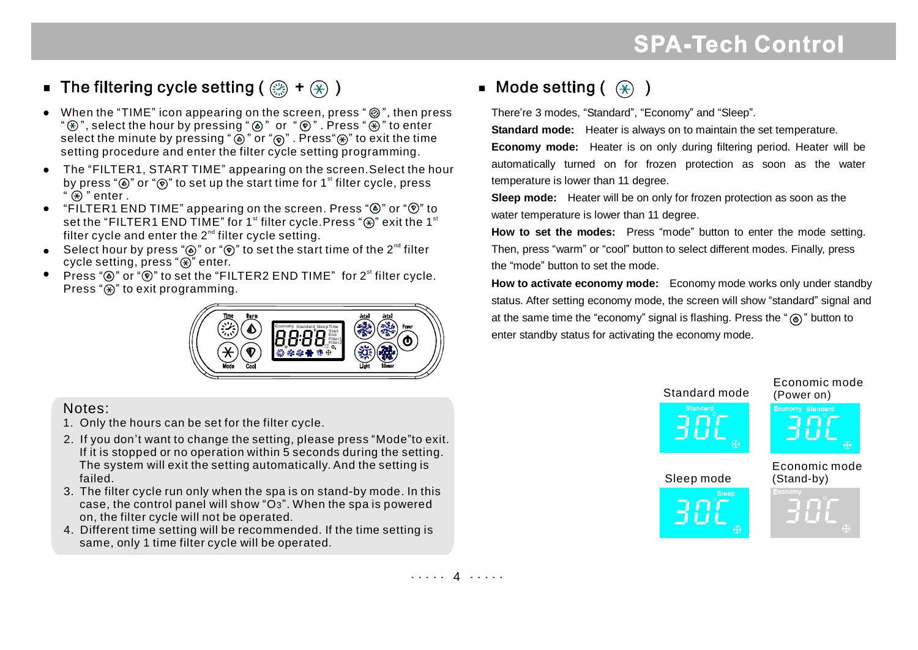## The filtering cycle setting ( + )

- When the "TIME" icon appearing on the screen, press " ", then press " ", select the hour by pressing " " or " ". Press " " to enter select the minute by pressing " " or " ". Press " " to exit the time setting procedure and enter the filter cycle setting programming.
- The "FILTER1, START TIME" appearing on the screen. Select the hour by press " " or " " to set up the start time for 1st filter cycle, press " " enter.
- "FILTER1 END TIME" appearing on the screen. Press " " or " " to set the "FILTER1 END TIME" for 1st filter cycle. Press " " exit the 1st filter cycle and enter the 2nd filter cycle setting.
- Select hour by press " " or " " to set the start time of the 2nd filter cycle setting, press " " enter.
- Press " " or " " to set the "FILTER2 END TIME" for 2st filter cycle. Press " " to exit programming.

Notes:

1. Only the hours can be set for the filter cycle.
2. If you don't want to change the setting, please press "Mode" to exit. If it is stopped or no operation within 5 seconds during the setting. The system will exit the setting automatically. And the setting is failed.
3. The filter cycle run only when the spa is on stand-by mode. In this case, the control panel will show "$O_3$". When the spa is powered on, the filter cycle will not be operated.
4. Different time setting will be recommended. If the time setting is same, only 1 time filter cycle will be operated.

## Mode setting ( )

There're 3 modes, "Standard", "Economy" and "Sleep".

**Standard mode:** Heater is always on to maintain the set temperature.

**Economy mode:** Heater is on only during filtering period. Heater will be automatically turned on for frozen protection as soon as the water temperature is lower than 11 degree.

**Sleep mode:** Heater will be on only for frozen protection as soon as the water temperature is lower than 11 degree.

**How to set the modes:** Press "mode" button to enter the mode setting. Then, press "warm" or "cool" button to select different modes. Finally, press the "mode" button to set the mode.

**How to activate economy mode:** Economy mode works only under standby status. After setting economy mode, the screen will show "standard" signal and at the same time the "economy" signal is flashing. Press the " " button to enter standby status for activating the economy mode.

Standard mode

Economic mode (Power on)

Sleep mode

Economic mode (Stand-by)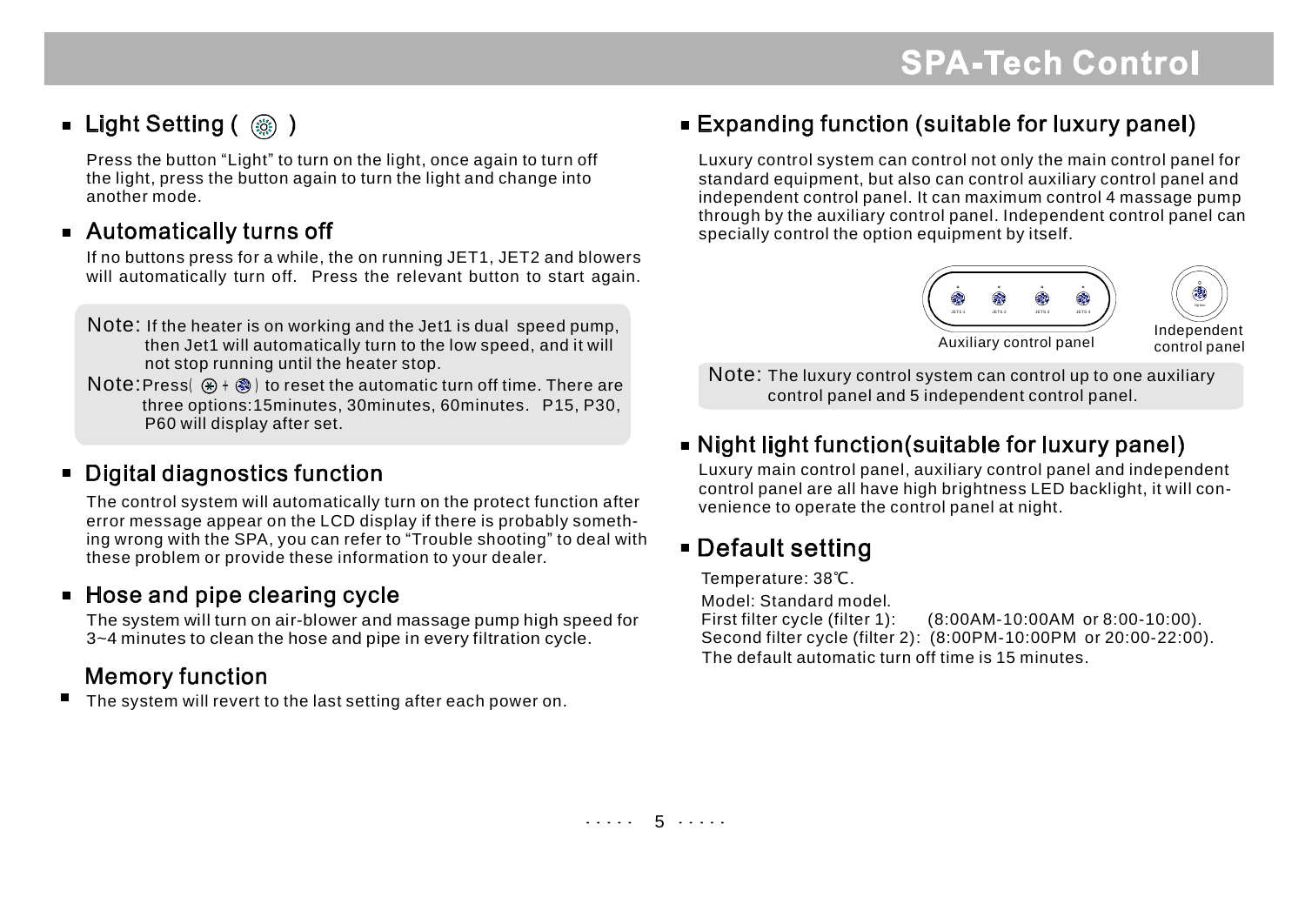## Light Setting ( )

Press the button "Light" to turn on the light, once again to turn off the light, press the button again to turn the light and change into another mode.

## Automatically turns off

If no buttons press for a while, the on running JET1, JET2 and blowers will automatically turn off. Press the relevant button to start again.

Note: If the heater is on working and the Jet1 is dual speed pump, then Jet1 will automatically turn to the low speed, and it will not stop running until the heater stop.

Note: Press( + ) to reset the automatic turn off time. There are three options:15minutes, 30minutes, 60minutes. P15, P30, P60 will display after set.

## Digital diagnostics function

The control system will automatically turn on the protect function after error message appear on the LCD display if there is probably something wrong with the SPA, you can refer to "Trouble shooting" to deal with these problem or provide these information to your dealer.

## Hose and pipe clearing cycle

The system will turn on air-blower and massage pump high speed for 3~4 minutes to clean the hose and pipe in every filtration cycle.

## Memory function

- The system will revert to the last setting after each power on.

## Expanding function (suitable for luxury panel)

Luxury control system can control not only the main control panel for standard equipment, but also can control auxiliary control panel and independent control panel. It can maximum control 4 massage pump through by the auxiliary control panel. Independent control panel can specially control the option equipment by itself.

JETS 1 JETS 2 JETS 3 JETS 4

Option

Auxiliary control panel

Independent control panel

Note: The luxury control system can control up to one auxiliary control panel and 5 independent control panel.

## Night light function(suitable for luxury panel)

Luxury main control panel, auxiliary control panel and independent control panel are all have high brightness LED backlight, it will convenience to operate the control panel at night.

## Default setting

Temperature: 38℃.

Model: Standard model.

First filter cycle (filter 1): (8:00AM-10:00AM or 8:00-10:00).

Second filter cycle (filter 2): (8:00PM-10:00PM or 20:00-22:00).

The default automatic turn off time is 15 minutes.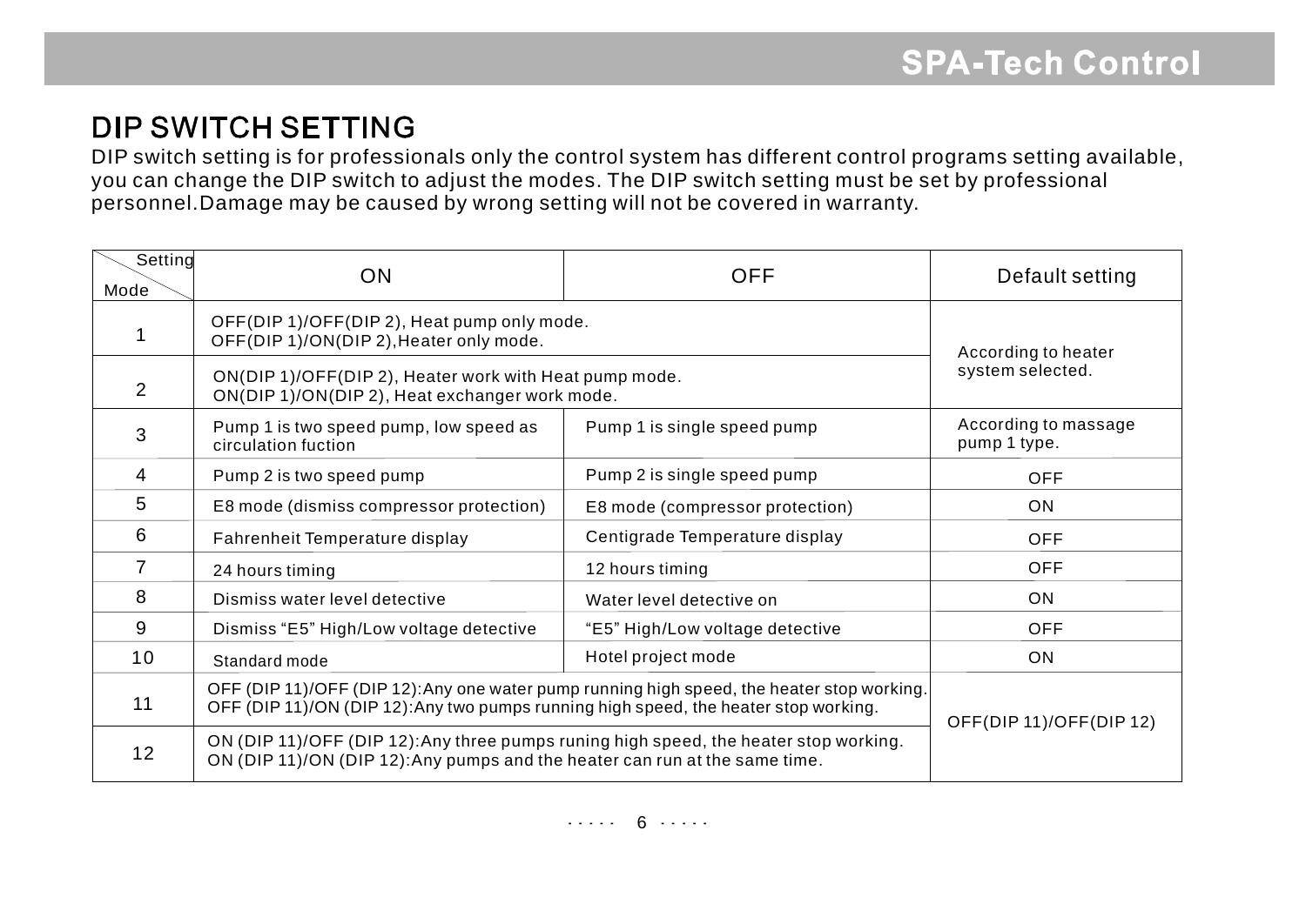# DIP SWITCH SETTING

DIP switch setting is for professionals only the control system has different control programs setting available, you can change the DIP switch to adjust the modes. The DIP switch setting must be set by professional personnel.Damage may be caused by wrong setting will not be covered in warranty.

| Setting / Mode | ON | OFF | Default setting |
|---|---|---|---|
| 1 | OFF(DIP 1)/OFF(DIP 2), Heat pump only mode. OFF(DIP 1)/ON(DIP 2),Heater only mode. | | According to heater system selected. |
| 2 | ON(DIP 1)/OFF(DIP 2), Heater work with Heat pump mode. ON(DIP 1)/ON(DIP 2), Heat exchanger work mode. | | |
| 3 | Pump 1 is two speed pump, low speed as circulation fuction | Pump 1 is single speed pump | According to massage pump 1 type. |
| 4 | Pump 2 is two speed pump | Pump 2 is single speed pump | OFF |
| 5 | E8 mode (dismiss compressor protection) | E8 mode (compressor protection) | ON |
| 6 | Fahrenheit Temperature display | Centigrade Temperature display | OFF |
| 7 | 24 hours timing | 12 hours timing | OFF |
| 8 | Dismiss water level detective | Water level detective on | ON |
| 9 | Dismiss “E5” High/Low voltage detective | “E5” High/Low voltage detective | OFF |
| 10 | Standard mode | Hotel project mode | ON |
| 11 | OFF (DIP 11)/OFF (DIP 12):Any one water pump running high speed, the heater stop working. OFF (DIP 11)/ON (DIP 12):Any two pumps running high speed, the heater stop working. | | OFF(DIP 11)/OFF(DIP 12) |
| 12 | ON (DIP 11)/OFF (DIP 12):Any three pumps runing high speed, the heater stop working. ON (DIP 11)/ON (DIP 12):Any pumps and the heater can run at the same time. | | |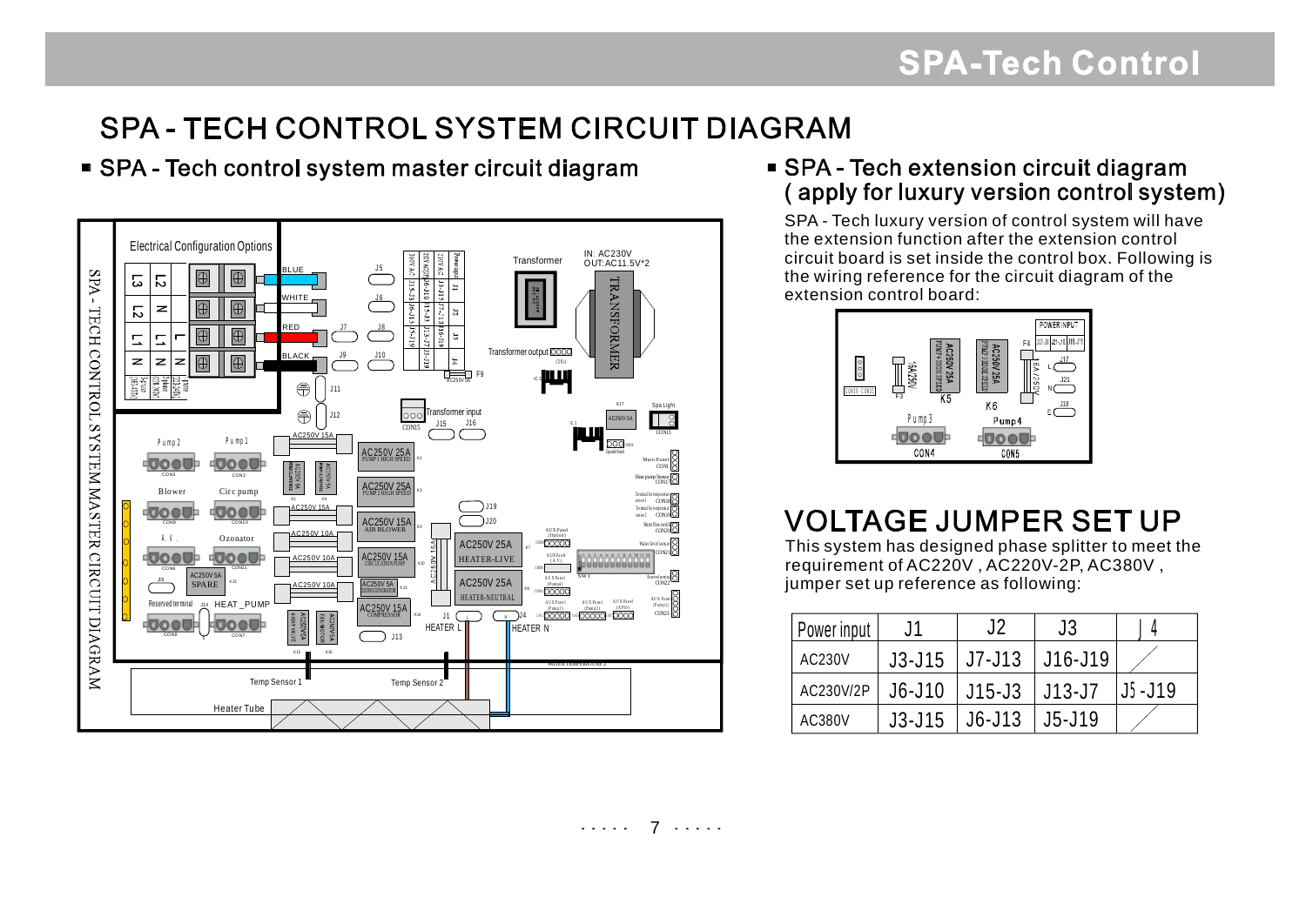# SPA - TECH CONTROL SYSTEM CIRCUIT DIAGRAM

## SPA - Tech control system master circuit diagram

## SPA - Tech extension circuit diagram (apply for luxury version control system)

SPA - Tech luxury version of control system will have the extension function after the extension control circuit board is set inside the control box. Following is the wiring reference for the circuit diagram of the extension control board:

# VOLTAGE JUMPER SET UP

This system has designed phase splitter to meet the requirement of AC220V , AC220V-2P, AC380V , jumper set up reference as following:

| Power input | J1 | J2 | J3 | J4 |
|---|---|---|---|---|
| AC230V | J3-J15 | J7-J13 | J16-J19 | / |
| AC230V/2P | J6-J10 | J15-J3 | J13-J7 | J5-J19 |
| AC380V | J3-J15 | J6-J13 | J5-J19 | / |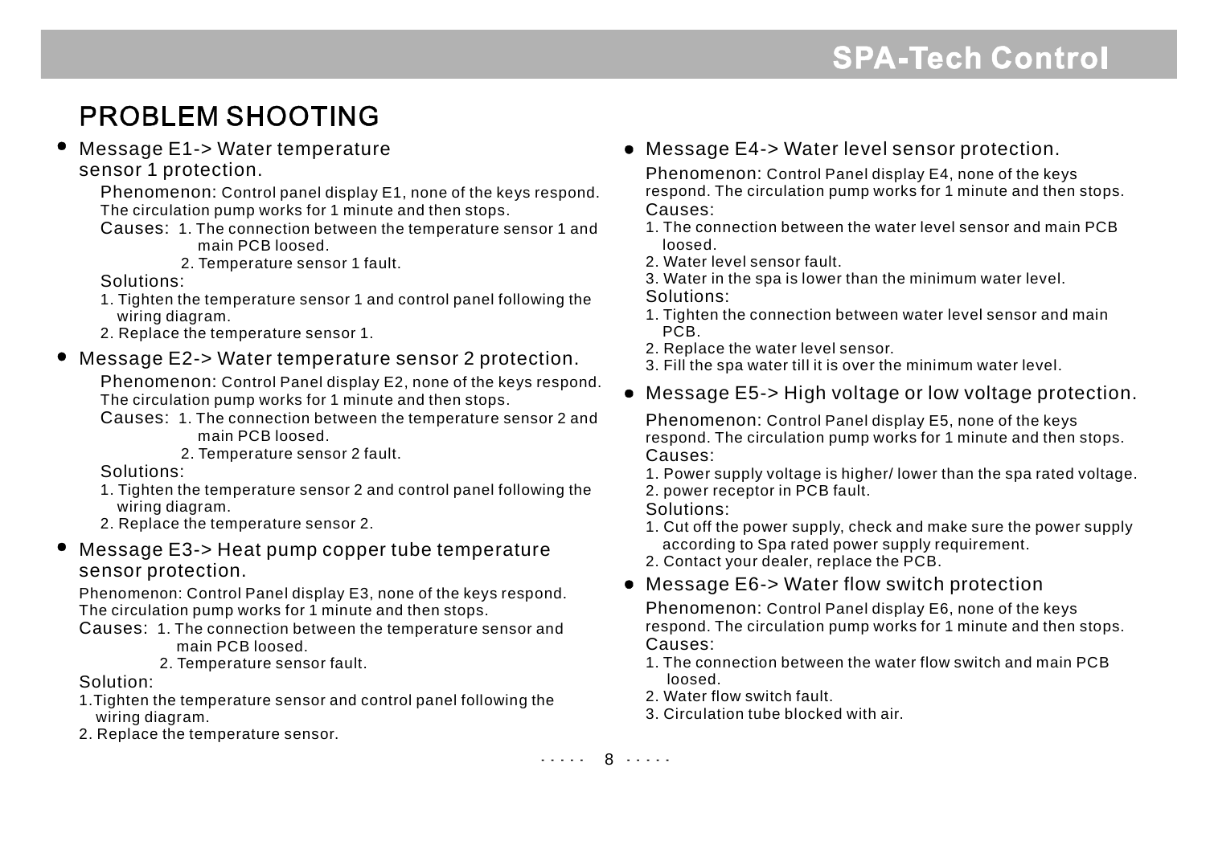# PROBLEM SHOOTING

- Message E1-> Water temperature sensor 1 protection.

  Phenomenon: Control panel display E1, none of the keys respond. The circulation pump works for 1 minute and then stops.

  Causes: 1. The connection between the temperature sensor 1 and main PCB loosed.
  2. Temperature sensor 1 fault.

  Solutions:
  1. Tighten the temperature sensor 1 and control panel following the wiring diagram.
  2. Replace the temperature sensor 1.

- Message E2-> Water temperature sensor 2 protection.

  Phenomenon: Control Panel display E2, none of the keys respond. The circulation pump works for 1 minute and then stops.

  Causes: 1. The connection between the temperature sensor 2 and main PCB loosed.
  2. Temperature sensor 2 fault.

  Solutions:
  1. Tighten the temperature sensor 2 and control panel following the wiring diagram.
  2. Replace the temperature sensor 2.

- Message E3-> Heat pump copper tube temperature sensor protection.

  Phenomenon: Control Panel display E3, none of the keys respond. The circulation pump works for 1 minute and then stops.

  Causes: 1. The connection between the temperature sensor and main PCB loosed.
  2. Temperature sensor fault.

  Solution:
  1. Tighten the temperature sensor and control panel following the wiring diagram.
  2. Replace the temperature sensor.

- Message E4-> Water level sensor protection.

  Phenomenon: Control Panel display E4, none of the keys respond. The circulation pump works for 1 minute and then stops.

  Causes:
  1. The connection between the water level sensor and main PCB loosed.
  2. Water level sensor fault.
  3. Water in the spa is lower than the minimum water level.

  Solutions:
  1. Tighten the connection between water level sensor and main PCB.
  2. Replace the water level sensor.
  3. Fill the spa water till it is over the minimum water level.

- Message E5-> High voltage or low voltage protection.

  Phenomenon: Control Panel display E5, none of the keys respond. The circulation pump works for 1 minute and then stops.

  Causes:
  1. Power supply voltage is higher/ lower than the spa rated voltage.
  2. power receptor in PCB fault.

  Solutions:
  1. Cut off the power supply, check and make sure the power supply according to Spa rated power supply requirement.
  2. Contact your dealer, replace the PCB.

- Message E6-> Water flow switch protection

  Phenomenon: Control Panel display E6, none of the keys respond. The circulation pump works for 1 minute and then stops.

  Causes:
  1. The connection between the water flow switch and main PCB loosed.
  2. Water flow switch fault.
  3. Circulation tube blocked with air.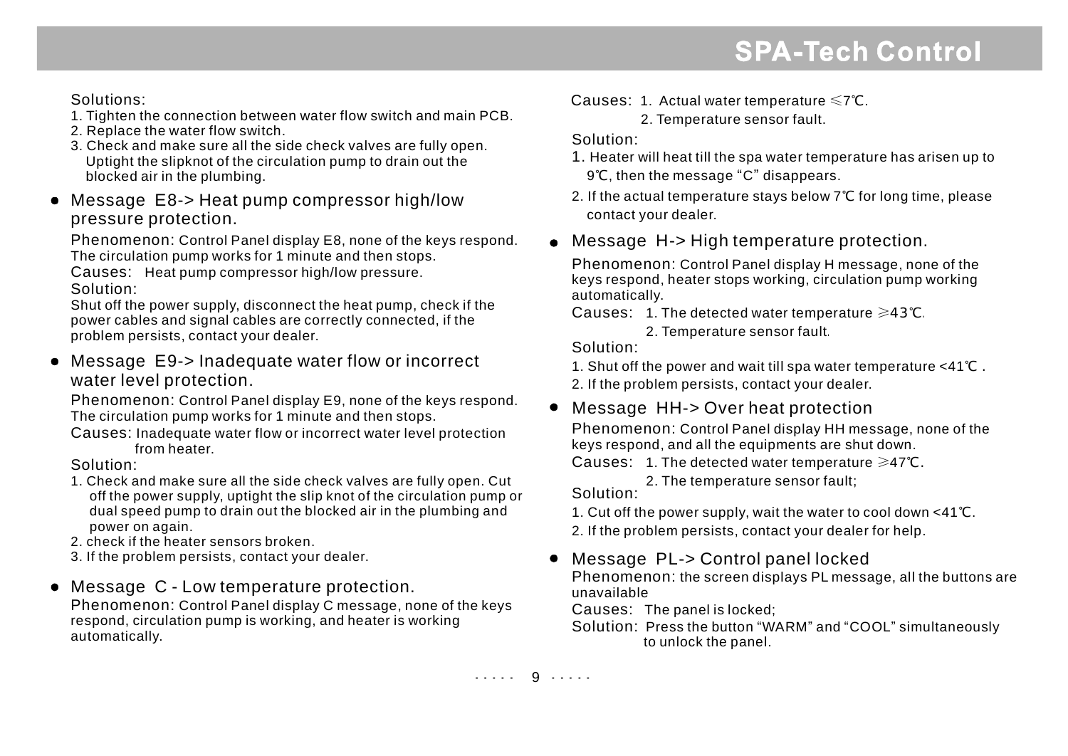Solutions:

1. Tighten the connection between water flow switch and main PCB.
2. Replace the water flow switch.
3. Check and make sure all the side check valves are fully open. Uptight the slipknot of the circulation pump to drain out the blocked air in the plumbing.

- Message E8-> Heat pump compressor high/low pressure protection.

Phenomenon: Control Panel display E8, none of the keys respond. The circulation pump works for 1 minute and then stops.

Causes: Heat pump compressor high/low pressure.

Solution:

Shut off the power supply, disconnect the heat pump, check if the power cables and signal cables are correctly connected, if the problem persists, contact your dealer.

- Message E9-> Inadequate water flow or incorrect water level protection.

Phenomenon: Control Panel display E9, none of the keys respond. The circulation pump works for 1 minute and then stops.

Causes: Inadequate water flow or incorrect water level protection from heater.

Solution:

1. Check and make sure all the side check valves are fully open. Cut off the power supply, uptight the slip knot of the circulation pump or dual speed pump to drain out the blocked air in the plumbing and power on again.
2. check if the heater sensors broken.
3. If the problem persists, contact your dealer.

- Message C - Low temperature protection.

Phenomenon: Control Panel display C message, none of the keys respond, circulation pump is working, and heater is working automatically.

Causes: 1. Actual water temperature ≤7℃.
2. Temperature sensor fault.

Solution:

1. Heater will heat till the spa water temperature has arisen up to 9℃, then the message "C" disappears.
2. If the actual temperature stays below 7℃ for long time, please contact your dealer.

- Message H-> High temperature protection.

Phenomenon: Control Panel display H message, none of the keys respond, heater stops working, circulation pump working automatically.

Causes: 1. The detected water temperature ≥43℃.
2. Temperature sensor fault.

Solution:

1. Shut off the power and wait till spa water temperature <41℃ .
2. If the problem persists, contact your dealer.

- Message HH-> Over heat protection

Phenomenon: Control Panel display HH message, none of the keys respond, and all the equipments are shut down.

Causes: 1. The detected water temperature ≥47℃.
2. The temperature sensor fault;

Solution:

1. Cut off the power supply, wait the water to cool down <41℃.
2. If the problem persists, contact your dealer for help.

- Message PL-> Control panel locked

Phenomenon: the screen displays PL message, all the buttons are unavailable

Causes: The panel is locked;

Solution: Press the button "WARM" and "COOL" simultaneously to unlock the panel.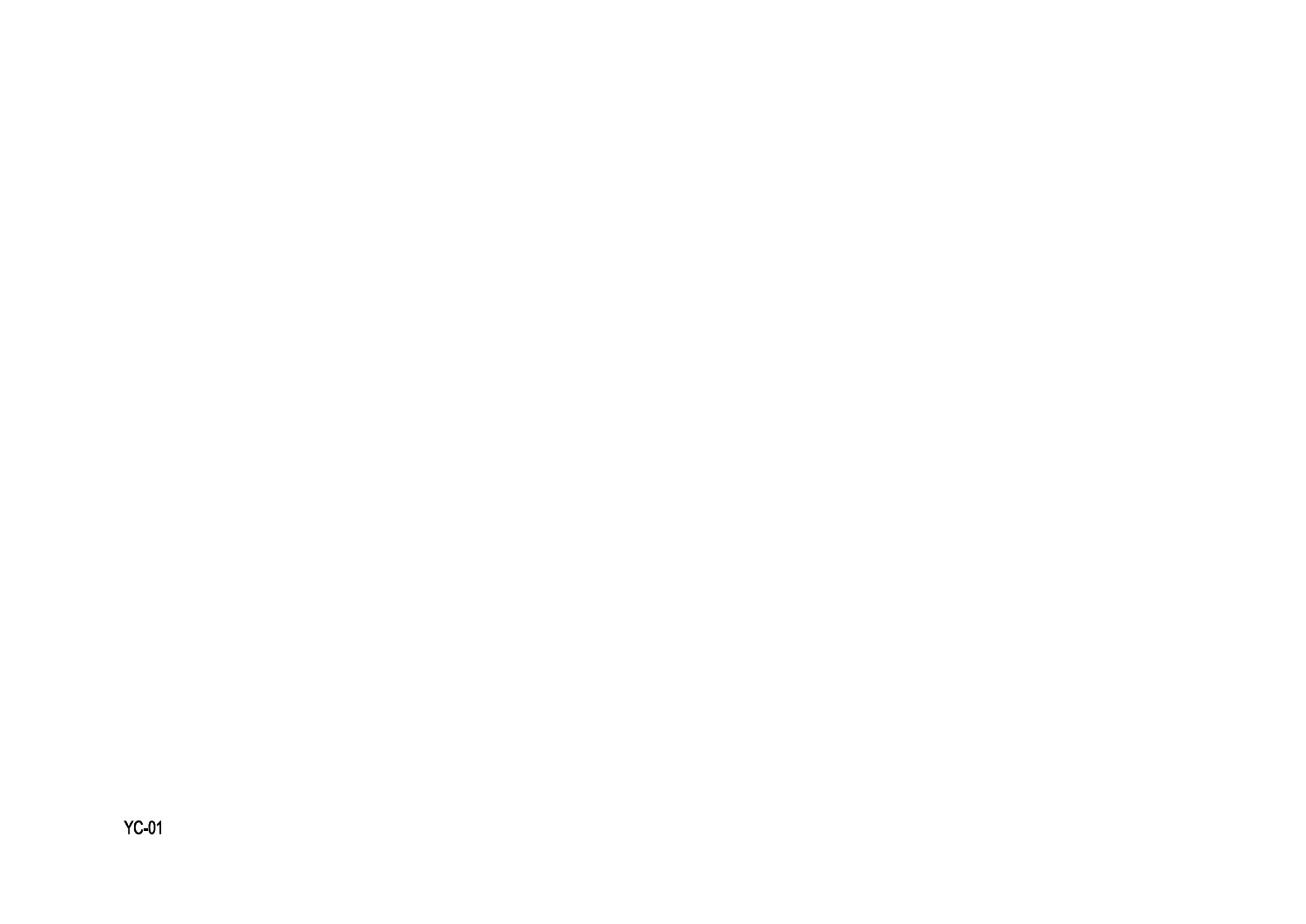YC-01